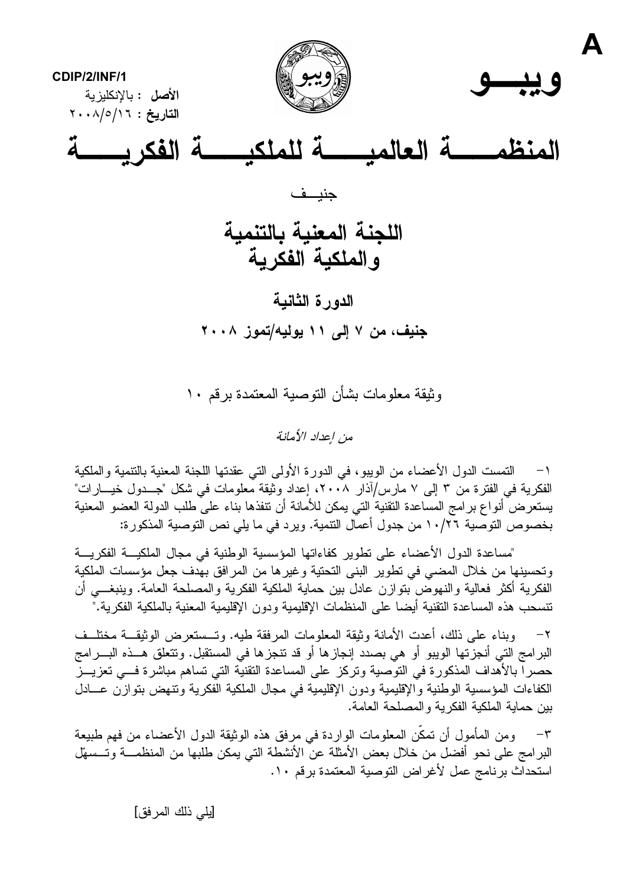A

CDIP/2/INF/1

**الأصل** : بالإنكليزية

**التاريخ** : ٢٠٠٨/٥/١٦

**ويبـــو**

# المنظمـــــة العالميـــــة للملكيـــــة الفكريـــــة

جنيـــف

## اللجنة المعنية بالتنمية والملكية الفكرية

### الدورة الثانية

### جنيف، من ٧ إلى ١١ يوليه/تموز ٢٠٠٨

وثيقة معلومات بشأن التوصية المعتمدة برقم ١٠

*من إعداد الأمانة*

١- التمست الدول الأعضاء من الويبو، في الدورة الأولى التي عقدتها اللجنة المعنية بالتنمية والملكية الفكرية في الفترة من ٣ إلى ٧ مارس/آذار ٢٠٠٨، إعداد وثيقة معلومات في شكل "جدول خيارات" يستعرض أنواع برامج المساعدة التقنية التي يمكن للأمانة أن تنفذها بناء على طلب الدولة العضو المعنية بخصوص التوصية ١٠/٢٦ من جدول أعمال التنمية. ويرد في ما يلي نص التوصية المذكورة:

"مساعدة الدول الأعضاء على تطوير كفاءاتها المؤسسية الوطنية في مجال الملكية الفكرية وتحسينها من خلال المضي في تطوير البنى التحتية وغيرها من المرافق بهدف جعل مؤسسات الملكية الفكرية أكثر فعالية والنهوض بتوازن عادل بين حماية الملكية الفكرية والمصلحة العامة. وينبغي أن تنسحب هذه المساعدة التقنية أيضا على المنظمات الإقليمية ودون الإقليمية المعنية بالملكية الفكرية."

٢- وبناء على ذلك، أعدت الأمانة وثيقة المعلومات المرفقة طيه. وتستعرض الوثيقة مختلف البرامج التي أنجزتها الويبو أو هي بصدد إنجازها أو قد تنجزها في المستقبل. وتتعلق هذه البرامج حصرا بالأهداف المذكورة في التوصية وتركز على المساعدة التقنية التي تساهم مباشرة في تعزيز الكفاءات المؤسسية الوطنية والإقليمية ودون الإقليمية في مجال الملكية الفكرية وتنهض بتوازن عادل بين حماية الملكية الفكرية والمصلحة العامة.

٣- ومن المأمول أن تمكّن المعلومات الواردة في مرفق هذه الوثيقة الدول الأعضاء من فهم طبيعة البرامج على نحو أفضل من خلال بعض الأمثلة عن الأنشطة التي يمكن طلبها من المنظمة وتسهّل استحداث برنامج عمل لأغراض التوصية المعتمدة برقم ١٠.

[يلي ذلك المرفق]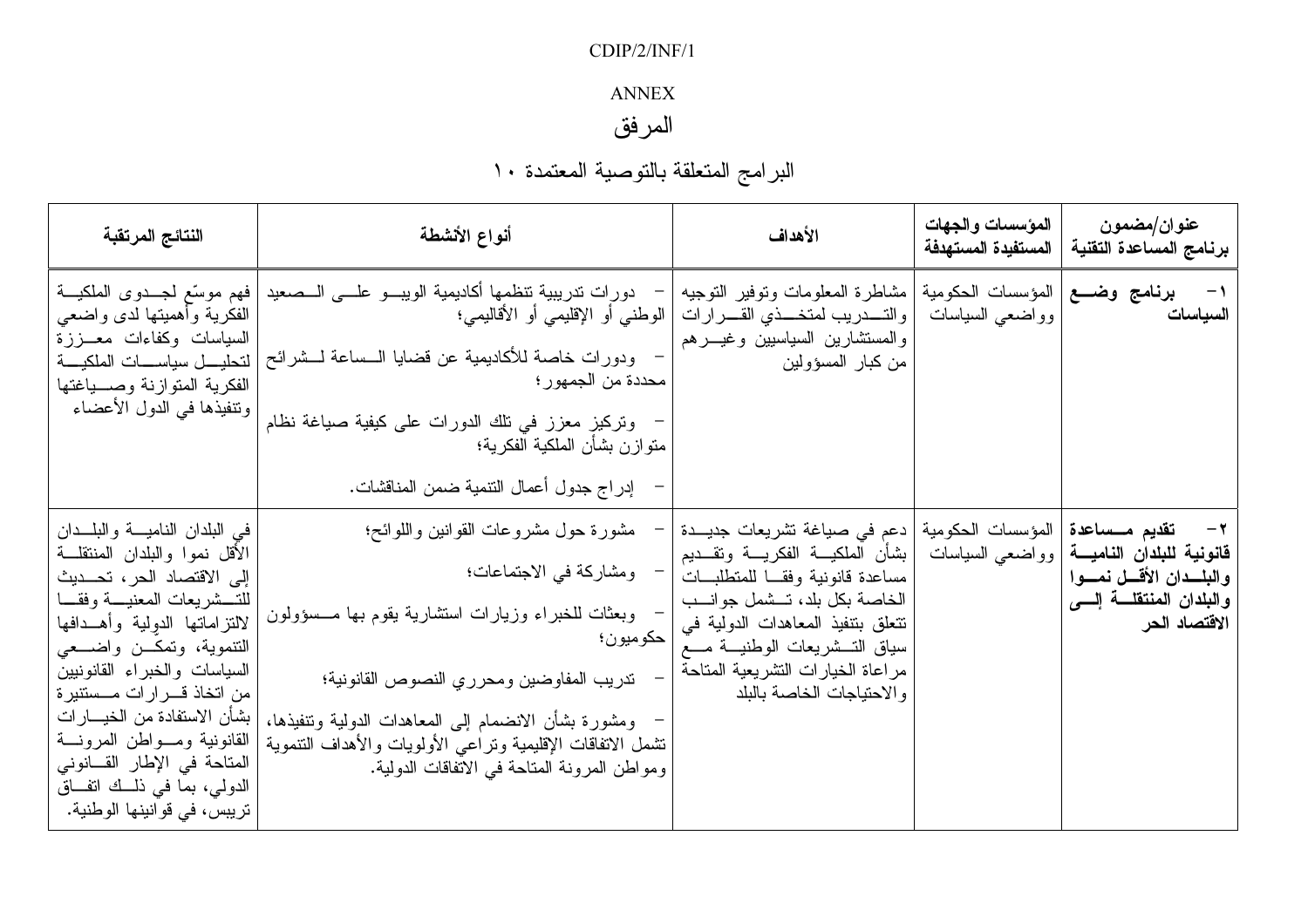ANNEX

# المرفق

## البرامج المتعلقة بالتوصية المعتمدة ١٠

| عنوان/مضمون برنامج المساعدة التقنية | المؤسسات والجهات المستفيدة المستهدفة | الأهداف | أنواع الأنشطة | النتائج المرتقبة |
|---|---|---|---|---|
| **١- برنامج وضع السياسات** | المؤسسات الحكومية وواضعي السياسات | مشاطرة المعلومات وتوفير التوجيه والتدريب لمتخذي القرارات والمستشارين السياسيين وغيرهم من كبار المسؤولين | - دورات تدريبية تنظمها أكاديمية الويبو على الصعيد الوطني أو الإقليمي أو الأقاليمي؛<br><br>- ودورات خاصة للأكاديمية عن قضايا الساعة لشرائح محددة من الجمهور؛<br><br>- وتركيز معزز في تلك الدورات على كيفية صياغة نظام متوازن بشأن الملكية الفكرية؛<br><br>- إدراج جدول أعمال التنمية ضمن المناقشات. | فهم موسّع لجدوى الملكية الفكرية وأهميتها لدى واضعي السياسات وكفاءات معززة لتحليل سياسات الملكية الفكرية المتوازنة وصياغتها وتنفيذها في الدول الأعضاء |
| **٢- تقديم مساعدة قانونية للبلدان النامية والبلدان الأقل نموا والبلدان المنتقلة إلى الاقتصاد الحر** | المؤسسات الحكومية وواضعي السياسات | دعم في صياغة تشريعات جديدة بشأن الملكية الفكرية وتقديم مساعدة قانونية وفقا للمتطلبات الخاصة بكل بلد، تشمل جوانب تتعلق بتنفيذ المعاهدات الدولية في سياق التشريعات الوطنية مع مراعاة الخيارات التشريعية المتاحة والاحتياجات الخاصة بالبلد | - مشورة حول مشروعات القوانين واللوائح؛<br><br>- ومشاركة في الاجتماعات؛<br><br>- وبعثات للخبراء وزيارات استشارية يقوم بها مسؤولون حكوميون؛<br><br>- تدريب المفاوضين ومحرري النصوص القانونية؛<br><br>- ومشورة بشأن الانضمام إلى المعاهدات الدولية وتنفيذها، تشمل الاتفاقات الإقليمية وتراعي الأولويات والأهداف التنموية ومواطن المرونة المتاحة في الاتفاقات الدولية. | في البلدان النامية والبلدان الأقل نموا والبلدان المنتقلة إلى الاقتصاد الحر، تحديث للتشريعات المعنية وفقا لالتزاماتها الدولية وأهدافها التنموية، وتمكن واضعي السياسات والخبراء القانونيين من اتخاذ قرارات مستنيرة بشأن الاستفادة من الخيارات القانونية ومواطن المرونة المتاحة في الإطار القانوني الدولي، بما في ذلك اتفاق تريبس، في قوانينها الوطنية. |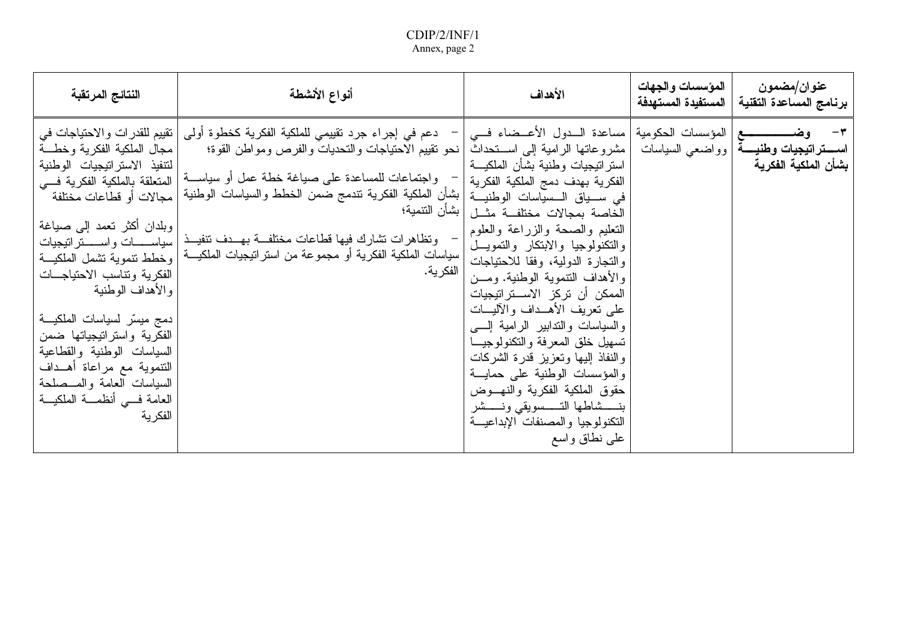| عنوان/مضمون برنامج المساعدة التقنية | المؤسسات والجهات المستفيدة المستهدفة | الأهداف | أنواع الأنشطة | النتائج المرتقبة |
|---|---|---|---|---|
| **٣- وضع استراتيجيات وطنية بشأن الملكية الفكرية** | المؤسسات الحكومية وواضعي السياسات | مساعدة الدول الأعضاء في مشروعاتها الرامية إلى استحداث استراتيجيات وطنية بشأن الملكية الفكرية بهدف دمج الملكية الفكرية في سياق السياسات الوطنية الخاصة بمجالات مختلفة مثل التعليم والصحة والزراعة والعلوم والتكنولوجيا والابتكار والتمويل والتجارة الدولية، وفقا للاحتياجات والأهداف التنموية الوطنية. ومن الممكن أن تركز الاستراتيجيات على تعريف الأهداف والآليات والسياسات والتدابير الرامية إلى تسهيل خلق المعرفة والتكنولوجيا والنفاذ إليها وتعزيز قدرة الشركات والمؤسسات الوطنية على حماية حقوق الملكية الفكرية والنهوض بنشاطها التسويقي ونشر التكنولوجيا والمصنفات الإبداعية على نطاق واسع | - دعم في إجراء جرد تقييمي للملكية الفكرية كخطوة أولى نحو تقييم الاحتياجات والتحديات والفرص ومواطن القوة؛<br><br>- واجتماعات للمساعدة على صياغة خطة عمل أو سياسة بشأن الملكية الفكرية تندمج ضمن الخطط والسياسات الوطنية بشأن التنمية؛<br><br>- وتظاهرات تشارك فيها قطاعات مختلفة بهدف تنفيذ سياسات الملكية الفكرية أو مجموعة من استراتيجيات الملكية الفكرية. | تقييم للقدرات والاحتياجات في مجال الملكية الفكرية وخطة لتنفيذ الاستراتيجيات الوطنية المتعلقة بالملكية الفكرية في مجالات أو قطاعات مختلفة<br><br>وبلدان أكثر تعمد إلى صياغة سياسات واستراتيجيات وخطط تنموية تشمل الملكية الفكرية وتناسب الاحتياجات والأهداف الوطنية<br><br>دمج ميسّر لسياسات الملكية الفكرية واستراتيجياتها ضمن السياسات الوطنية والقطاعية التنموية مع مراعاة أهداف السياسات العامة والمصلحة العامة في أنظمة الملكية الفكرية |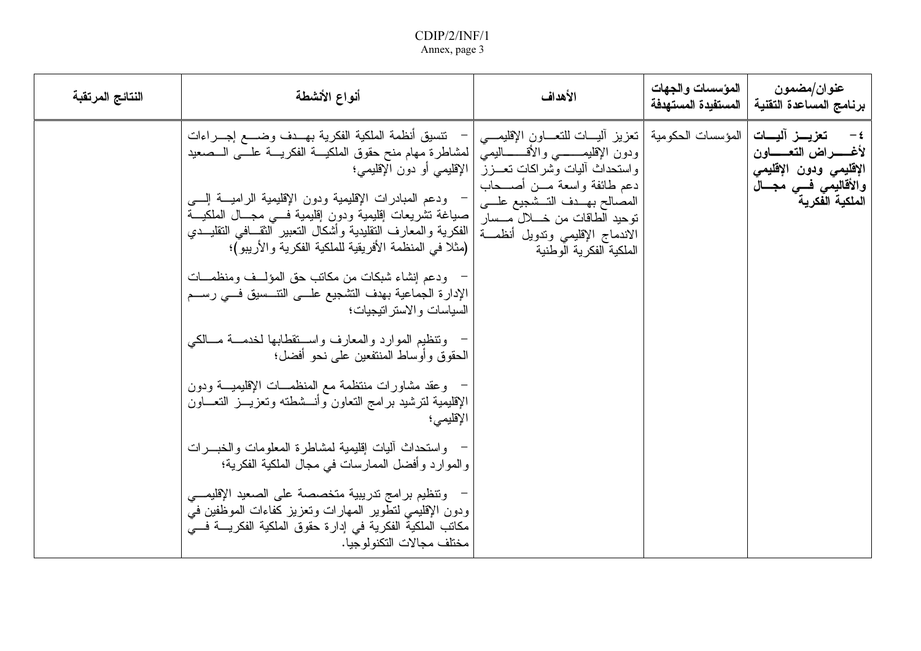| عنوان/مضمون برنامج المساعدة التقنية | المؤسسات والجهات المستفيدة المستهدفة | الأهداف | أنواع الأنشطة | النتائج المرتقبة |
|---|---|---|---|---|
| **٤- تعزيز آليات لأغراض التعاون الإقليمي ودون الإقليمي والأقاليمي في مجال الملكية الفكرية** | المؤسسات الحكومية | تعزيز آليات للتعاون الإقليمي ودون الإقليمي والأقاليمي واستحداث آليات وشراكات تعزز دعم طائفة واسعة من أصحاب المصالح بهدف التشجيع على توحيد الطاقات من خلال مسار الاندماج الإقليمي وتدويل أنظمة الملكية الفكرية الوطنية | - تنسيق أنظمة الملكية الفكرية بهدف وضع إجراءات لمشاطرة مهام منح حقوق الملكية الفكرية على الصعيد الإقليمي أو دون الإقليمي؛<br><br>- ودعم المبادرات الإقليمية ودون الإقليمية الرامية إلى صياغة تشريعات إقليمية ودون إقليمية في مجال الملكية الفكرية والمعارف التقليدية وأشكال التعبير الثقافي التقليدي (مثلا في المنظمة الأفريقية للملكية الفكرية والأريبو)؛<br><br>- ودعم إنشاء شبكات من مكاتب حق المؤلف ومنظمات الإدارة الجماعية بهدف التشجيع على التنسيق في رسم السياسات والاستراتيجيات؛<br><br>- وتنظيم الموارد والمعارف واستقطابها لخدمة مالكي الحقوق وأوساط المنتفعين على نحو أفضل؛<br><br>- وعقد مشاورات منتظمة مع المنظمات الإقليمية ودون الإقليمية لترشيد برامج التعاون وأنشطته وتعزيز التعاون الإقليمي؛<br><br>- واستحداث آليات إقليمية لمشاطرة المعلومات والخبرات والموارد وأفضل الممارسات في مجال الملكية الفكرية؛<br><br>- وتنظيم برامج تدريبية متخصصة على الصعيد الإقليمي ودون الإقليمي لتطوير المهارات وتعزيز كفاءات الموظفين في مكاتب الملكية الفكرية في إدارة حقوق الملكية الفكرية في مختلف مجالات التكنولوجيا. | |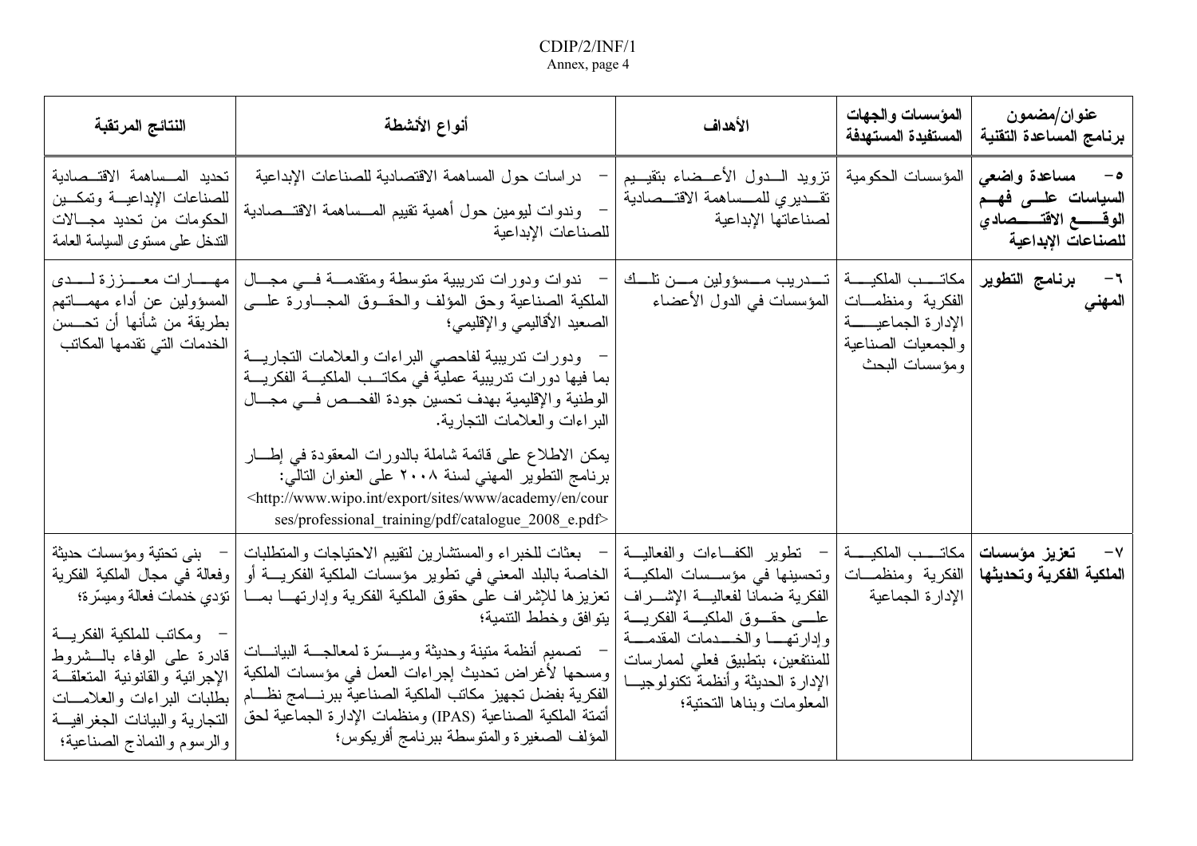| عنوان/مضمون برنامج المساعدة التقنية | المؤسسات والجهات المستفيدة المستهدفة | الأهداف | أنواع الأنشطة | النتائج المرتقبة |
|---|---|---|---|---|
| **٥- مساعدة واضعي السياسات على فهم الوقع الاقتصادي للصناعات الإبداعية** | المؤسسات الحكومية | تزويد الدول الأعضاء بتقييم تقديري للمساهمة الاقتصادية لصناعاتها الإبداعية | - دراسات حول المساهمة الاقتصادية للصناعات الإبداعية<br>- وندوات ليومين حول أهمية تقييم المساهمة الاقتصادية للصناعات الإبداعية | تحديد المساهمة الاقتصادية للصناعات الإبداعية وتمكين الحكومات من تحديد مجالات التدخل على مستوى السياسة العامة |
| **٦- برنامج التطوير المهني** | مكاتب الملكية الفكرية ومنظمات الإدارة الجماعية والجمعيات الصناعية ومؤسسات البحث | تدريب مسؤولين من تلك المؤسسات في الدول الأعضاء | - ندوات ودورات تدريبية متوسطة ومتقدمة في مجال الملكية الصناعية وحق المؤلف والحقوق المجاورة على الصعيد الأقاليمي والإقليمي؛<br>- ودورات تدريبية لفاحصي البراءات والعلامات التجارية بما فيها دورات تدريبية عملية في مكاتب الملكية الفكرية الوطنية والإقليمية بهدف تحسين جودة الفحص في مجال البراءات والعلامات التجارية.<br><br>يمكن الاطلاع على قائمة شاملة بالدورات المعقودة في إطار برنامج التطوير المهني لسنة ٢٠٠٨ على العنوان التالي:<br><http://www.wipo.int/export/sites/www/academy/en/courses/professional_training/pdf/catalogue_2008_e.pdf> | مهارات معززة لدى المسؤولين عن أداء مهماتهم بطريقة من شأنها أن تحسن الخدمات التي تقدمها المكاتب |
| **٧- تعزيز مؤسسات الملكية الفكرية وتحديثها** | مكاتب الملكية الفكرية ومنظمات الإدارة الجماعية | - تطوير الكفاءات والفعالية وتحسينها في مؤسسات الملكية الفكرية ضمانا لفعالية الإشراف على حقوق الملكية الفكرية وإدارتها والخدمات المقدمة للمنتفعين، بتطبيق فعلي لممارسات الإدارة الحديثة وأنظمة تكنولوجيا المعلومات وبناها التحتية؛ | - بعثات للخبراء والمستشارين لتقييم الاحتياجات والمتطلبات الخاصة بالبلد المعني في تطوير مؤسسات الملكية الفكرية أو تعزيزها للإشراف على حقوق الملكية الفكرية وإدارتها بما يتوافق وخطط التنمية؛<br>- تصميم أنظمة متينة وحديثة وميسّرة لمعالجة البيانات ومسحها لأغراض تحديث إجراءات العمل في مؤسسات الملكية الفكرية بفضل تجهيز مكاتب الملكية الصناعية ببرنامج نظام أتمتة الملكية الصناعية (IPAS) ومنظمات الإدارة الجماعية لحق المؤلف الصغيرة والمتوسطة ببرنامج أفريكوس؛ | - بنى تحتية ومؤسسات حديثة وفعالة في مجال الملكية الفكرية تؤدي خدمات فعالة وميسّرة؛<br>- ومكاتب للملكية الفكرية قادرة على الوفاء بالشروط الإجرائية والقانونية المتعلقة بطلبات البراءات والعلامات التجارية والبيانات الجغرافية والرسوم والنماذج الصناعية؛ |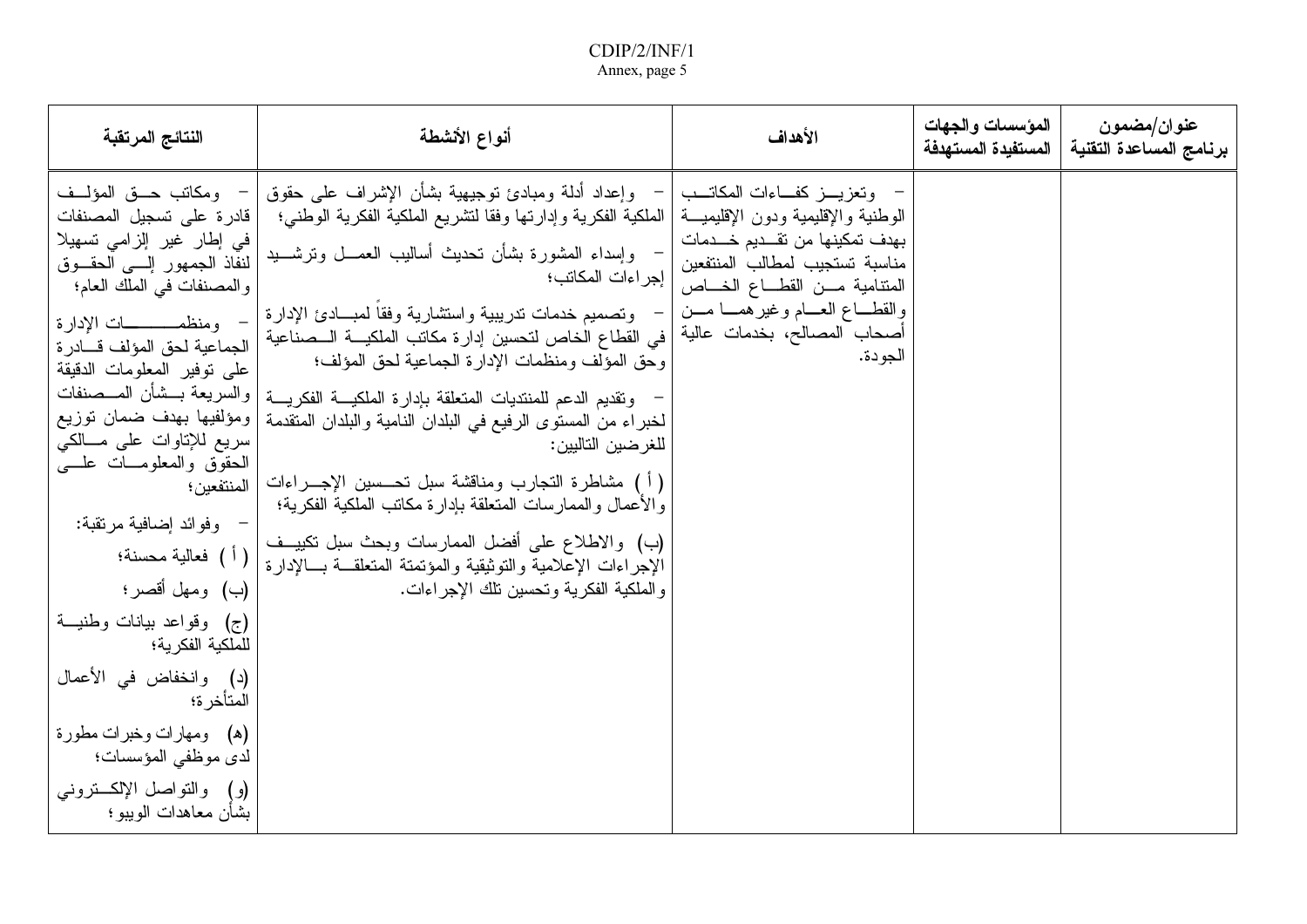| عنوان/مضمون برنامج المساعدة التقنية | المؤسسات والجهات المستفيدة المستهدفة | الأهداف | أنواع الأنشطة | النتائج المرتقبة |
|---|---|---|---|---|
| | | – وتعزيز كفاءات المكاتب الوطنية والإقليمية ودون الإقليمية بهدف تمكينها من تقديم خدمات مناسبة تستجيب لمطالب المنتفعين المتنامية من القطاع الخاص والقطاع العام وغيرهما من أصحاب المصالح، بخدمات عالية الجودة. | – وإعداد أدلة ومبادئ توجيهية بشأن الإشراف على حقوق الملكية الفكرية وإدارتها وفقا لتشريع الملكية الفكرية الوطني؛<br>– وإسداء المشورة بشأن تحديث أساليب العمل وترشيد إجراءات المكاتب؛<br>– وتصميم خدمات تدريبية واستشارية وفقاً لمبادئ الإدارة في القطاع الخاص لتحسين إدارة مكاتب الملكية الصناعية وحق المؤلف ومنظمات الإدارة الجماعية لحق المؤلف؛<br>– وتقديم الدعم للمنتديات المتعلقة بإدارة الملكية الفكرية لخبراء من المستوى الرفيع في البلدان النامية والبلدان المتقدمة للغرضين التاليين:<br>(أ) مشاطرة التجارب ومناقشة سبل تحسين الإجراءات والأعمال والممارسات المتعلقة بإدارة مكاتب الملكية الفكرية؛<br>(ب) والاطلاع على أفضل الممارسات وبحث سبل تكييف الإجراءات الإعلامية والتوثيقية والمؤتمتة المتعلقة بالإدارة والملكية الفكرية وتحسين تلك الإجراءات. | – ومكاتب حق المؤلف قادرة على تسجيل المصنفات في إطار غير إلزامي تسهيلا لنفاذ الجمهور إلى الحقوق والمصنفات في الملك العام؛<br>– ومنظمات الإدارة الجماعية لحق المؤلف قادرة على توفير المعلومات الدقيقة والسريعة بشأن المصنفات ومؤلفيها بهدف ضمان توزيع سريع للإتاوات على مالكي الحقوق والمعلومات على المنتفعين؛<br>– وفوائد إضافية مرتقبة:<br>(أ) فعالية محسنة؛<br>(ب) ومهل أقصر؛<br>(ج) وقواعد بيانات وطنية للملكية الفكرية؛<br>(د) وانخفاض في الأعمال المتأخرة؛<br>(هـ) ومهارات وخبرات مطورة لدى موظفي المؤسسات؛<br>(و) والتواصل الإلكتروني بشأن معاهدات الويبو؛ |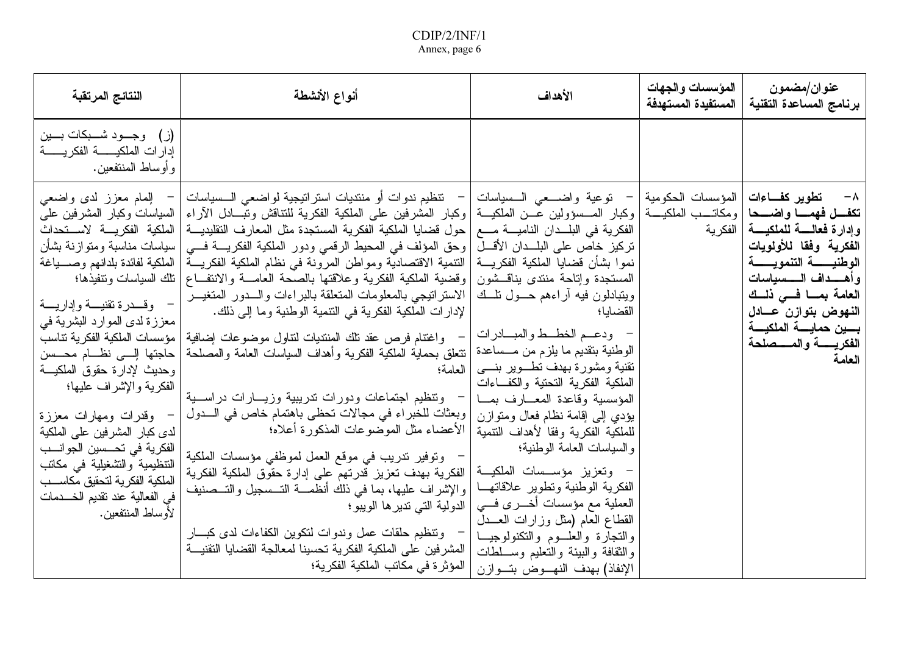| عنوان/مضمون برنامج المساعدة التقنية | المؤسسات والجهات المستفيدة المستهدفة | الأهداف | أنواع الأنشطة | النتائج المرتقبة |
|---|---|---|---|---|
| | | | | (ز) وجود شبكات بين إدارات الملكية الفكرية وأوساط المنتفعين. |
| **٨- تطوير كفاءات تكفل فهما واضحا وإدارة فعالة للملكية الفكرية وفقا للأولويات الوطنية التنموية وأهداف السياسات العامة بما في ذلك النهوض بتوازن عادل بين حماية الملكية الفكرية والمصلحة العامة** | المؤسسات الحكومية ومكاتب الملكية الفكرية | - توعية واضعي السياسات وكبار المسؤولين عن الملكية الفكرية في البلدان النامية مع تركيز خاص على البلدان الأقل نموا بشأن قضايا الملكية الفكرية المستجدة وإتاحة منتدى يناقشون ويتبادلون فيه آراءهم حول تلك القضايا؛<br><br>- ودعم الخطط والمبادرات الوطنية بتقديم ما يلزم من مساعدة تقنية ومشورة بهدف تطوير بنى الملكية الفكرية التحتية والكفاءات المؤسسية وقاعدة المعارف بما يؤدي إلى إقامة نظام فعال ومتوازن للملكية الفكرية وفقا لأهداف التنمية والسياسات العامة الوطنية؛<br><br>- وتعزيز مؤسسات الملكية الفكرية الوطنية وتطوير علاقاتها العملية مع مؤسسات أخرى في القطاع العام (مثل وزارات العدل والتجارة والعلوم والتكنولوجيا والثقافة والبيئة والتعليم وسلطات الإنفاذ) بهدف النهوض بتوازن | - تنظيم ندوات أو منتديات استراتيجية لواضعي السياسات وكبار المشرفين على الملكية الفكرية للتناقش وتبادل الآراء حول قضايا الملكية الفكرية المستجدة مثل المعارف التقليدية وحق المؤلف في المحيط الرقمي ودور الملكية الفكرية في التنمية الاقتصادية ومواطن المرونة في نظام الملكية الفكرية وقضية الملكية الفكرية وعلاقتها بالصحة العامة والانتفاع الاستراتيجي بالمعلومات المتعلقة بالبراءات والدور المتغير لإدارات الملكية الفكرية في التنمية الوطنية وما إلى ذلك.<br><br>- واغتنام فرص عقد تلك المنتديات لتناول موضوعات إضافية تتعلق بحماية الملكية الفكرية وأهداف السياسات العامة والمصلحة العامة؛<br><br>- وتنظيم اجتماعات ودورات تدريبية وزيارات دراسية وبعثات للخبراء في مجالات تحظى باهتمام خاص في الدول الأعضاء مثل الموضوعات المذكورة أعلاه؛<br><br>- وتوفير تدريب في موقع العمل لموظفي مؤسسات الملكية الفكرية بهدف تعزيز قدرتهم على إدارة حقوق الملكية الفكرية والإشراف عليها، بما في ذلك أنظمة التسجيل والتصنيف الدولية التي تديرها الويبو؛<br><br>- وتنظيم حلقات عمل وندوات لتكوين الكفاءات لدى كبار المشرفين على الملكية الفكرية تحسينا لمعالجة القضايا التقنية المؤثرة في مكاتب الملكية الفكرية؛ | - إلمام معزز لدى واضعي السياسات وكبار المشرفين على الملكية الفكرية لاستحداث سياسات مناسبة ومتوازنة بشأن الملكية الفكرية لفائدة بلدانهم وصياغة تلك السياسات وتنفيذها؛<br><br>- وقدرة تقنية وإدارية معززة لدى الموارد البشرية في مؤسسات الملكية الفكرية تناسب حاجتها إلى نظام محسن وحديث لإدارة حقوق الملكية الفكرية والإشراف عليها؛<br><br>- وقدرات ومهارات معززة لدى كبار المشرفين على الملكية الفكرية في تحسين الجوانب التنظيمية والتشغيلية في مكاتب الملكية الفكرية لتحقيق مكاسب في الفعالية عند تقديم الخدمات لأوساط المنتفعين. |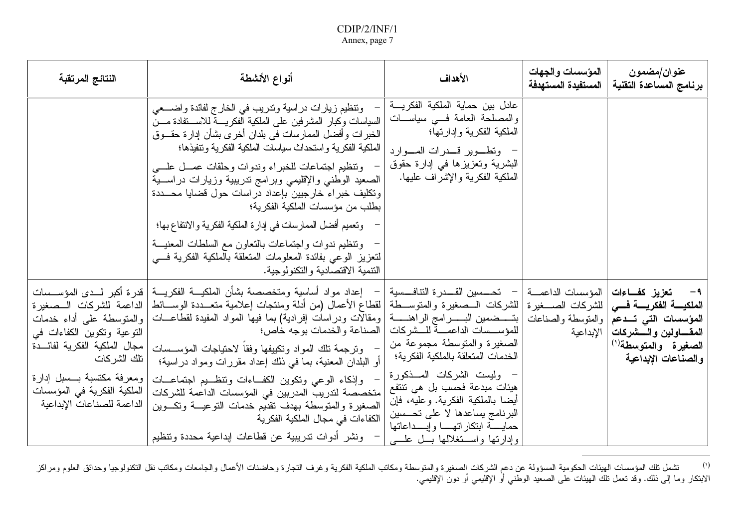| عنوان/مضمون برنامج المساعدة التقنية | المؤسسات والجهات المستفيدة المستهدفة | الأهداف | أنواع الأنشطة | النتائج المرتقبة |
|---|---|---|---|---|
| | | عادل بين حماية الملكية الفكرية والمصلحة العامة في سياسات الملكية الفكرية وإدارتها؛<br>- وتطوير قدرات الموارد البشرية وتعزيزها في إدارة حقوق الملكية الفكرية والإشراف عليها. | - وتنظيم زيارات دراسية وتدريب في الخارج لفائدة واضعي السياسات وكبار المشرفين على الملكية الفكرية للاستفادة من الخبرات وأفضل الممارسات في بلدان أخرى بشأن إدارة حقوق الملكية الفكرية واستحداث سياسات الملكية الفكرية وتنفيذها؛<br>- وتنظيم اجتماعات للخبراء وندوات وحلقات عمل على الصعيد الوطني والإقليمي وبرامج تدريبية وزيارات دراسية وتكليف خبراء خارجيين بإعداد دراسات حول قضايا محددة بطلب من مؤسسات الملكية الفكرية؛<br>- وتعميم أفضل الممارسات في إدارة الملكية الفكرية والانتفاع بها؛<br>- وتنظيم ندوات واجتماعات بالتعاون مع السلطات المعنية لتعزيز الوعي بفائدة المعلومات المتعلقة بالملكية الفكرية في التنمية الاقتصادية والتكنولوجية. | |
| **٩- تعزيز كفاءات الملكية الفكرية في المؤسسات التي تدعم المقاولين والشركات الصغيرة والمتوسطة[(١)] والصناعات الإبداعية** | المؤسسات الداعمة للشركات الصغيرة والمتوسطة والصناعات الإبداعية | - تحسين القدرة التنافسية للشركات الصغيرة والمتوسطة بتضمين البرامج الراهنة للمؤسسات الداعمة للشركات الصغيرة والمتوسطة مجموعة من الخدمات المتعلقة بالملكية الفكرية؛<br>- وليست الشركات المذكورة هيئات مبدعة فحسب بل هي تنتفع أيضا بالملكية الفكرية. وعليه، فإن البرنامج يساعدها لا على تحسين حماية ابتكاراتها وإبداعاتها وإدارتها واستغلالها بل على | - إعداد مواد أساسية ومتخصصة بشأن الملكية الفكرية لقطاع الأعمال (من أدلة ومنتجات إعلامية متعددة الوسائط ومقالات ودراسات إفرادية) بما فيها المواد المفيدة لقطاعات الصناعة والخدمات بوجه خاص؛<br>- وترجمة تلك المواد وتكييفها وفقاً لاحتياجات المؤسسات أو البلدان المعنية، بما في ذلك إعداد مقررات ومواد دراسية؛<br>- وإذكاء الوعي وتكوين الكفاءات وتنظيم اجتماعات متخصصة لتدريب المدربين في المؤسسات الداعمة للشركات الصغيرة والمتوسطة بهدف تقديم خدمات التوعية وتكوين الكفاءات في مجال الملكية الفكرية<br>- ونشر أدوات تدريبية عن قطاعات إبداعية محددة وتنظيم | قدرة أكبر لدى المؤسسات الداعمة للشركات الصغيرة والمتوسطة على أداء خدمات التوعية وتكوين الكفاءات في مجال الملكية الفكرية لفائدة تلك الشركات<br>ومعرفة مكتسبة بسبل إدارة الملكية الفكرية في المؤسسات الداعمة للصناعات الإبداعية |

(١) تشمل تلك المؤسسات الهيئات الحكومية المسؤولة عن دعم الشركات الصغيرة والمتوسطة ومكاتب الملكية الفكرية وغرف التجارة وحاضنات الأعمال والجامعات ومكاتب نقل التكنولوجيا وحدائق العلوم ومراكز الابتكار وما إلى ذلك. وقد تعمل تلك الهيئات على الصعيد الوطني أو الإقليمي أو دون الإقليمي.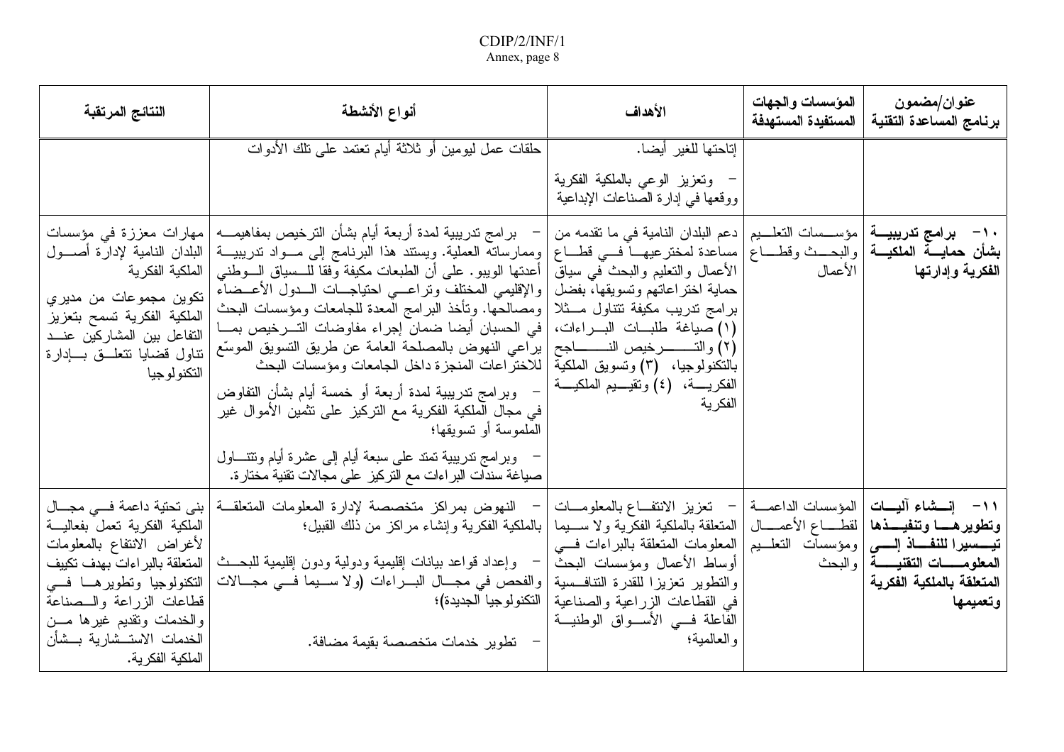| عنوان/مضمون برنامج المساعدة التقنية | المؤسسات والجهات المستفيدة المستهدفة | الأهداف | أنواع الأنشطة | النتائج المرتقبة |
|---|---|---|---|---|
| | | إتاحتها للغير أيضا. <br> – وتعزيز الوعي بالملكية الفكرية ووقعها في إدارة الصناعات الإبداعية | حلقات عمل ليومين أو ثلاثة أيام تعتمد على تلك الأدوات | |
| **١٠– برامج تدريبية بشأن حماية الملكية الفكرية وإدارتها** | مؤسسات التعليم والبحث وقطاع الأعمال | دعم البلدان النامية في ما تقدمه من مساعدة لمخترعيها في قطاع الأعمال والتعليم والبحث في سياق حماية اختراعاتهم وتسويقها، بفضل برامج تدريب مكيفة تتناول مثلا (١) صياغة طلبات البراءات، (٢) والترخيص الناجح بالتكنولوجيا، (٣) وتسويق الملكية الفكرية، (٤) وتقييم الملكية الفكرية | – برامج تدريبية لمدة أربعة أيام بشأن الترخيص بمفاهيمه وممارساته العملية. ويستند هذا البرنامج إلى مواد تدريبية أعدتها الويبو. على أن الطبعات مكيفة وفقا للسياق الوطني والإقليمي المختلف وتراعي احتياجات الدول الأعضاء ومصالحها. وتأخذ البرامج المعدة للجامعات ومؤسسات البحث في الحسبان أيضا ضمان إجراء مفاوضات الترخيص بما يراعي النهوض بالمصلحة العامة عن طريق التسويق الموسّع للاختراعات المنجزة داخل الجامعات ومؤسسات البحث <br> – وبرامج تدريبية لمدة أربعة أو خمسة أيام بشأن التفاوض في مجال الملكية الفكرية مع التركيز على تثمين الأموال غير الملموسة أو تسويقها؛ <br> – وبرامج تدريبية تمتد على سبعة أيام إلى عشرة أيام وتتناول صياغة سندات البراءات مع التركيز على مجالات تقنية مختارة. | مهارات معززة في مؤسسات البلدان النامية لإدارة أصول الملكية الفكرية <br> تكوين مجموعات من مديري الملكية الفكرية تسمح بتعزيز التفاعل بين المشاركين عند تناول قضايا تتعلق بإدارة التكنولوجيا |
| **١١– إنشاء آليات وتطويرها وتنفيذها تيسيرا للنفاذ إلى المعلومات التقنية المتعلقة بالملكية الفكرية وتعميمها** | المؤسسات الداعمة لقطاع الأعمال ومؤسسات التعليم والبحث | – تعزيز الانتفاع بالمعلومات المتعلقة بالملكية الفكرية ولا سيما المعلومات المتعلقة بالبراءات في أوساط الأعمال ومؤسسات البحث والتطوير تعزيزا للقدرة التنافسية في القطاعات الزراعية والصناعية الفاعلة في الأسواق الوطنية والعالمية؛ | – النهوض بمراكز متخصصة لإدارة المعلومات المتعلقة بالملكية الفكرية وإنشاء مراكز من ذلك القبيل؛ <br> – وإعداد قواعد بيانات إقليمية ودولية ودون إقليمية للبحث والفحص في مجال البراءات (ولا سيما في مجالات التكنولوجيا الجديدة)؛ <br> – تطوير خدمات متخصصة بقيمة مضافة. | بنى تحتية داعمة في مجال الملكية الفكرية تعمل بفعالية لأغراض الانتفاع بالمعلومات المتعلقة بالبراءات بهدف تكييف التكنولوجيا وتطويرها في قطاعات الزراعة والصناعة والخدمات وتقديم غيرها من الخدمات الاستشارية بشأن الملكية الفكرية. |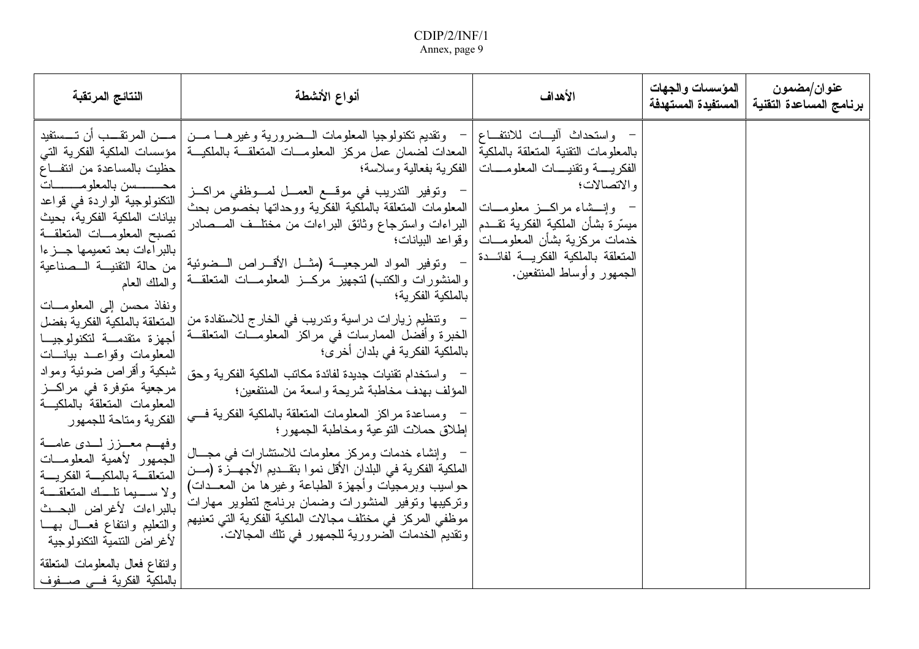| عنوان/مضمون برنامج المساعدة التقنية | المؤسسات والجهات المستفيدة المستهدفة | الأهداف | أنواع الأنشطة | النتائج المرتقبة |
| --- | --- | --- | --- | --- |
| | | – واستحداث آليات للانتفاع بالمعلومات التقنية المتعلقة بالملكية الفكرية وتقنيات المعلومات والاتصالات؛<br>– وإنشاء مراكز معلومات ميسّرة بشأن الملكية الفكرية تقدم خدمات مركزية بشأن المعلومات المتعلقة بالملكية الفكرية لفائدة الجمهور وأوساط المنتفعين. | – وتقديم تكنولوجيا المعلومات الضرورية وغيرها من المعدات لضمان عمل مركز المعلومات المتعلقة بالملكية الفكرية بفعالية وسلاسة؛<br>– وتوفير التدريب في موقع العمل لموظفي مراكز المعلومات المتعلقة بالملكية الفكرية ووحداتها بخصوص بحث البراءات واسترجاع وثائق البراءات من مختلف المصادر وقواعد البيانات؛<br>– وتوفير المواد المرجعية (مثل الأقراص الضوئية والمنشورات والكتب) لتجهيز مركز المعلومات المتعلقة بالملكية الفكرية؛<br>– وتنظيم زيارات دراسية وتدريب في الخارج للاستفادة من الخبرة وأفضل الممارسات في مراكز المعلومات المتعلقة بالملكية الفكرية في بلدان أخرى؛<br>– واستخدام تقنيات جديدة لفائدة مكاتب الملكية الفكرية وحق المؤلف بهدف مخاطبة شريحة واسعة من المنتفعين؛<br>– ومساعدة مراكز المعلومات المتعلقة بالملكية الفكرية في إطلاق حملات التوعية ومخاطبة الجمهور؛<br>– وإنشاء خدمات ومركز معلومات للاستشارات في مجال الملكية الفكرية في البلدان الأقل نموا بتقديم الأجهزة (من حواسيب وبرمجيات وأجهزة الطباعة وغيرها من المعدات) وتركيبها وتوفير المنشورات وضمان برنامج لتطوير مهارات موظفي المركز في مختلف مجالات الملكية الفكرية التي تعنيهم وتقديم الخدمات الضرورية للجمهور في تلك المجالات. | من المرتقب أن تستفيد مؤسسات الملكية الفكرية التي حظيت بالمساعدة من انتفاع محسن بالمعلومات التكنولوجية الواردة في قواعد بيانات الملكية الفكرية، بحيث تصبح المعلومات المتعلقة بالبراءات بعد تعميمها جزءا من حالة التقنية الصناعية والملك العام<br><br>ونفاذ محسن إلى المعلومات المتعلقة بالملكية الفكرية بفضل أجهزة متقدمة لتكنولوجيا المعلومات وقواعد بيانات شبكية وأقراص ضوئية ومواد مرجعية متوفرة في مراكز المعلومات المتعلقة بالملكية الفكرية ومتاحة للجمهور<br><br>وفهم معزز لدى عامة الجمهور لأهمية المعلومات المتعلقة بالملكية الفكرية ولا سيما تلك المتعلقة بالبراءات لأغراض البحث والتعليم وانتفاع فعال بها لأغراض التنمية التكنولوجية<br><br>وانتفاع فعال بالمعلومات المتعلقة بالملكية الفكرية في صفوف |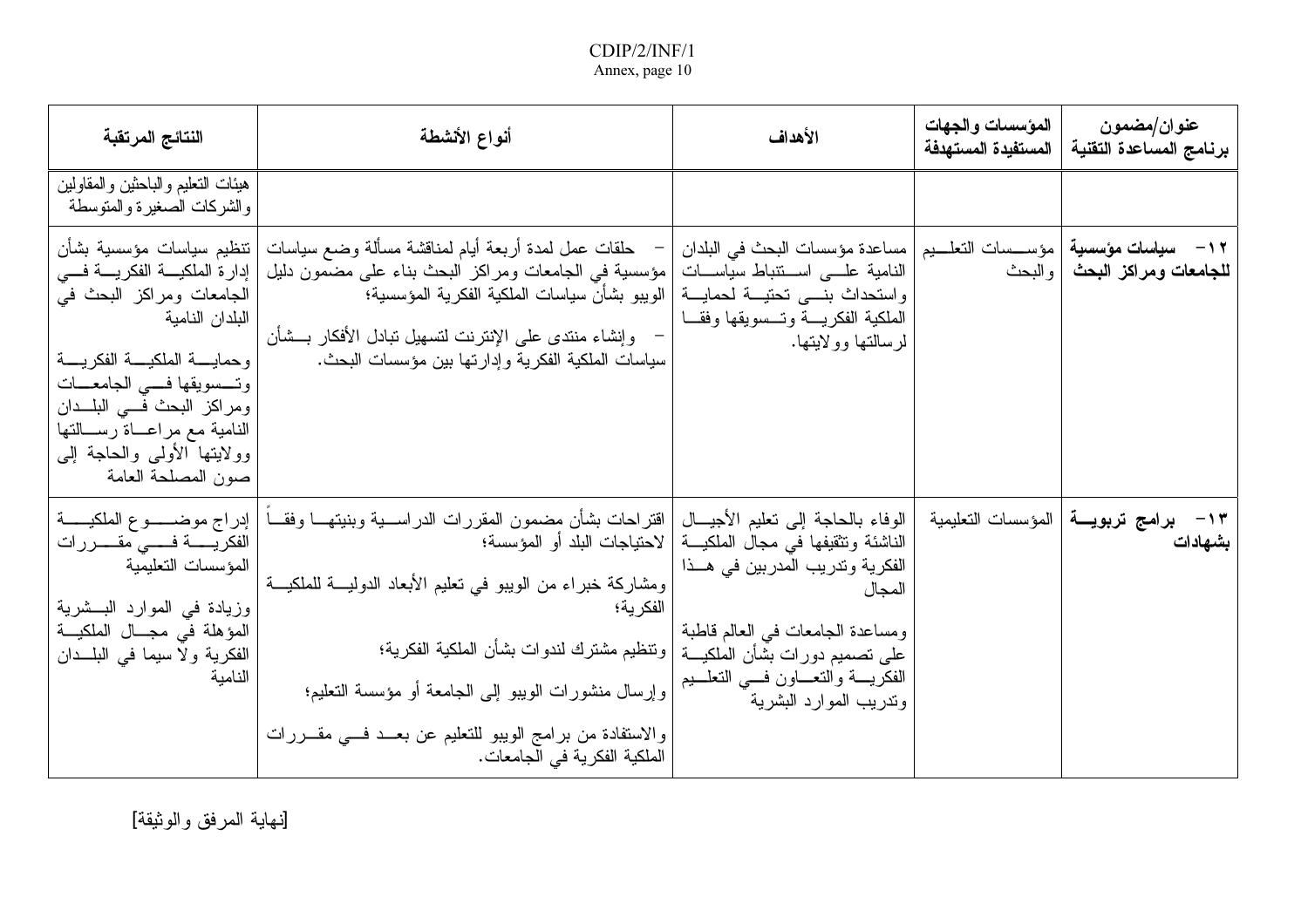| عنوان/مضمون برنامج المساعدة التقنية | المؤسسات والجهات المستفيدة المستهدفة | الأهداف | أنواع الأنشطة | النتائج المرتقبة |
|---|---|---|---|---|
| | | | | هيئات التعليم والباحثين والمقاولين والشركات الصغيرة والمتوسطة |
| **١٢- سياسات مؤسسية للجامعات ومراكز البحث** | مؤسسات التعليم والبحث | مساعدة مؤسسات البحث في البلدان النامية على استنباط سياسات واستحداث بنى تحتية لحماية الملكية الفكرية وتسويقها وفقا لرسالتها وولايتها. | - حلقات عمل لمدة أربعة أيام لمناقشة مسألة وضع سياسات مؤسسية في الجامعات ومراكز البحث بناء على مضمون دليل الويبو بشأن سياسات الملكية الفكرية المؤسسية؛<br><br>- وإنشاء منتدى على الإنترنت لتسهيل تبادل الأفكار بشأن سياسات الملكية الفكرية وإدارتها بين مؤسسات البحث. | تنظيم سياسات مؤسسية بشأن إدارة الملكية الفكرية في الجامعات ومراكز البحث في البلدان النامية<br><br>وحماية الملكية الفكرية وتسويقها في الجامعات ومراكز البحث في البلدان النامية مع مراعاة رسالتها وولايتها الأولى والحاجة إلى صون المصلحة العامة |
| **١٣- برامج تربوية بشهادات** | المؤسسات التعليمية | الوفاء بالحاجة إلى تعليم الأجيال الناشئة وتثقيفها في مجال الملكية الفكرية وتدريب المدربين في هذا المجال<br><br>ومساعدة الجامعات في العالم قاطبة على تصميم دورات بشأن الملكية الفكرية والتعاون في التعليم وتدريب الموارد البشرية | اقتراحات بشأن مضمون المقررات الدراسية وبنيتها وفقاً لاحتياجات البلد أو المؤسسة؛<br><br>ومشاركة خبراء من الويبو في تعليم الأبعاد الدولية للملكية الفكرية؛<br><br>وتنظيم مشترك لندوات بشأن الملكية الفكرية؛<br><br>وإرسال منشورات الويبو إلى الجامعة أو مؤسسة التعليم؛<br><br>والاستفادة من برامج الويبو للتعليم عن بعد في مقررات الملكية الفكرية في الجامعات. | إدراج موضوع الملكية الفكرية في مقررات المؤسسات التعليمية<br><br>وزيادة في الموارد البشرية المؤهلة في مجال الملكية الفكرية ولا سيما في البلدان النامية |

[نهاية المرفق والوثيقة]